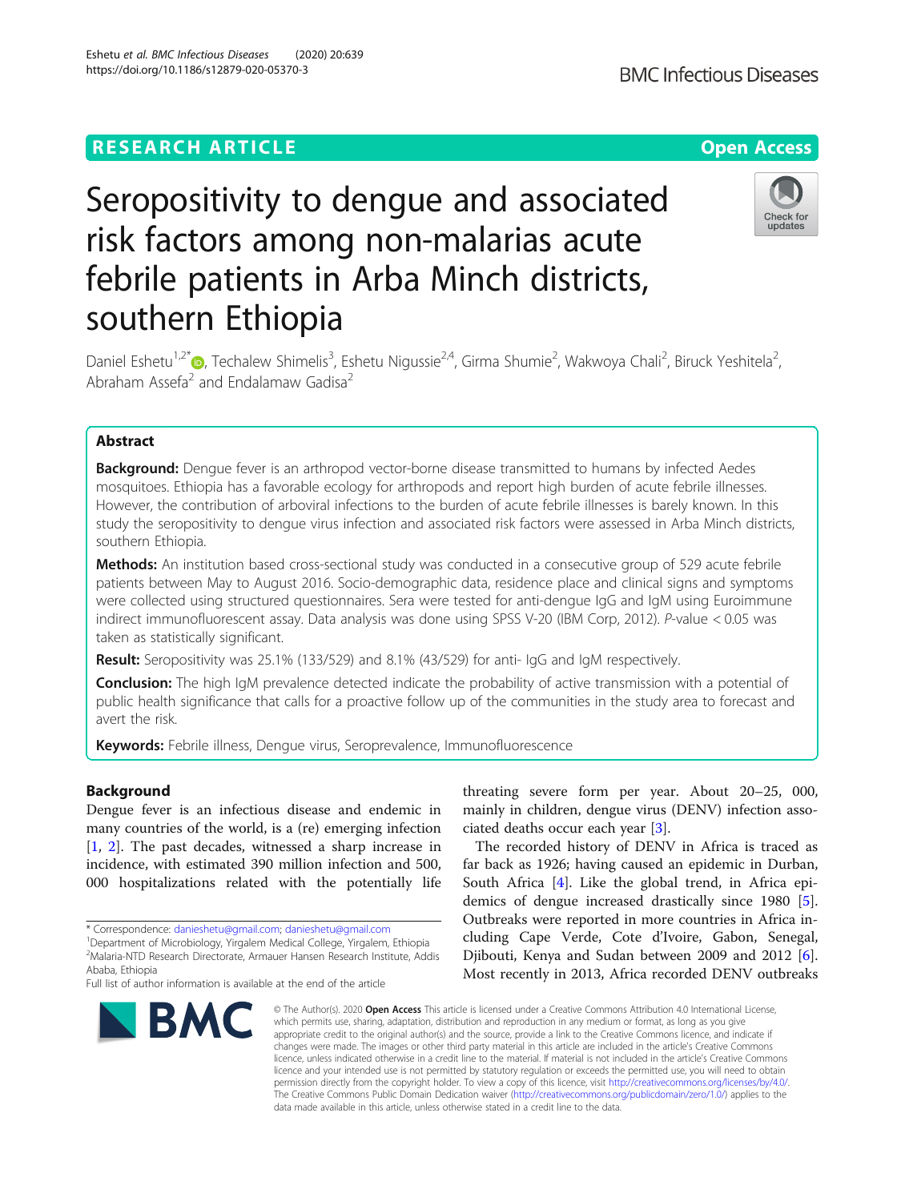RESEARCH ARTICLE

Open Access

# Seropositivity to dengue and associated risk factors among non-malarias acute febrile patients in Arba Minch districts, southern Ethiopia

Daniel Eshetu[1,2*], Techalew Shimelis[3], Eshetu Nigussie[2,4], Girma Shumie[2], Wakwoya Chali[2], Biruck Yeshitela[2], Abraham Assefa[2] and Endalamaw Gadisa[2]

## Abstract

**Background:** Dengue fever is an arthropod vector-borne disease transmitted to humans by infected Aedes mosquitoes. Ethiopia has a favorable ecology for arthropods and report high burden of acute febrile illnesses. However, the contribution of arboviral infections to the burden of acute febrile illnesses is barely known. In this study the seropositivity to dengue virus infection and associated risk factors were assessed in Arba Minch districts, southern Ethiopia.

**Methods:** An institution based cross-sectional study was conducted in a consecutive group of 529 acute febrile patients between May to August 2016. Socio-demographic data, residence place and clinical signs and symptoms were collected using structured questionnaires. Sera were tested for anti-dengue IgG and IgM using Euroimmune indirect immunofluorescent assay. Data analysis was done using SPSS V-20 (IBM Corp, 2012). *P*-value < 0.05 was taken as statistically significant.

**Result:** Seropositivity was 25.1% (133/529) and 8.1% (43/529) for anti- IgG and IgM respectively.

**Conclusion:** The high IgM prevalence detected indicate the probability of active transmission with a potential of public health significance that calls for a proactive follow up of the communities in the study area to forecast and avert the risk.

**Keywords:** Febrile illness, Dengue virus, Seroprevalence, Immunofluorescence

## Background

Dengue fever is an infectious disease and endemic in many countries of the world, is a (re) emerging infection [1, 2]. The past decades, witnessed a sharp increase in incidence, with estimated 390 million infection and 500, 000 hospitalizations related with the potentially life threating severe form per year. About 20–25, 000, mainly in children, dengue virus (DENV) infection associated deaths occur each year [3].

The recorded history of DENV in Africa is traced as far back as 1926; having caused an epidemic in Durban, South Africa [4]. Like the global trend, in Africa epidemics of dengue increased drastically since 1980 [5]. Outbreaks were reported in more countries in Africa including Cape Verde, Cote d'Ivoire, Gabon, Senegal, Djibouti, Kenya and Sudan between 2009 and 2012 [6]. Most recently in 2013, Africa recorded DENV outbreaks

\* Correspondence: danieshetu@gmail.com; danieshetu@gmail.com
[1]Department of Microbiology, Yirgalem Medical College, Yirgalem, Ethiopia
[2]Malaria-NTD Research Directorate, Armauer Hansen Research Institute, Addis Ababa, Ethiopia
Full list of author information is available at the end of the article

© The Author(s). 2020 **Open Access** This article is licensed under a Creative Commons Attribution 4.0 International License, which permits use, sharing, adaptation, distribution and reproduction in any medium or format, as long as you give appropriate credit to the original author(s) and the source, provide a link to the Creative Commons licence, and indicate if changes were made. The images or other third party material in this article are included in the article's Creative Commons licence, unless indicated otherwise in a credit line to the material. If material is not included in the article's Creative Commons licence and your intended use is not permitted by statutory regulation or exceeds the permitted use, you will need to obtain permission directly from the copyright holder. To view a copy of this licence, visit http://creativecommons.org/licenses/by/4.0/. The Creative Commons Public Domain Dedication waiver (http://creativecommons.org/publicdomain/zero/1.0/) applies to the data made available in this article, unless otherwise stated in a credit line to the data.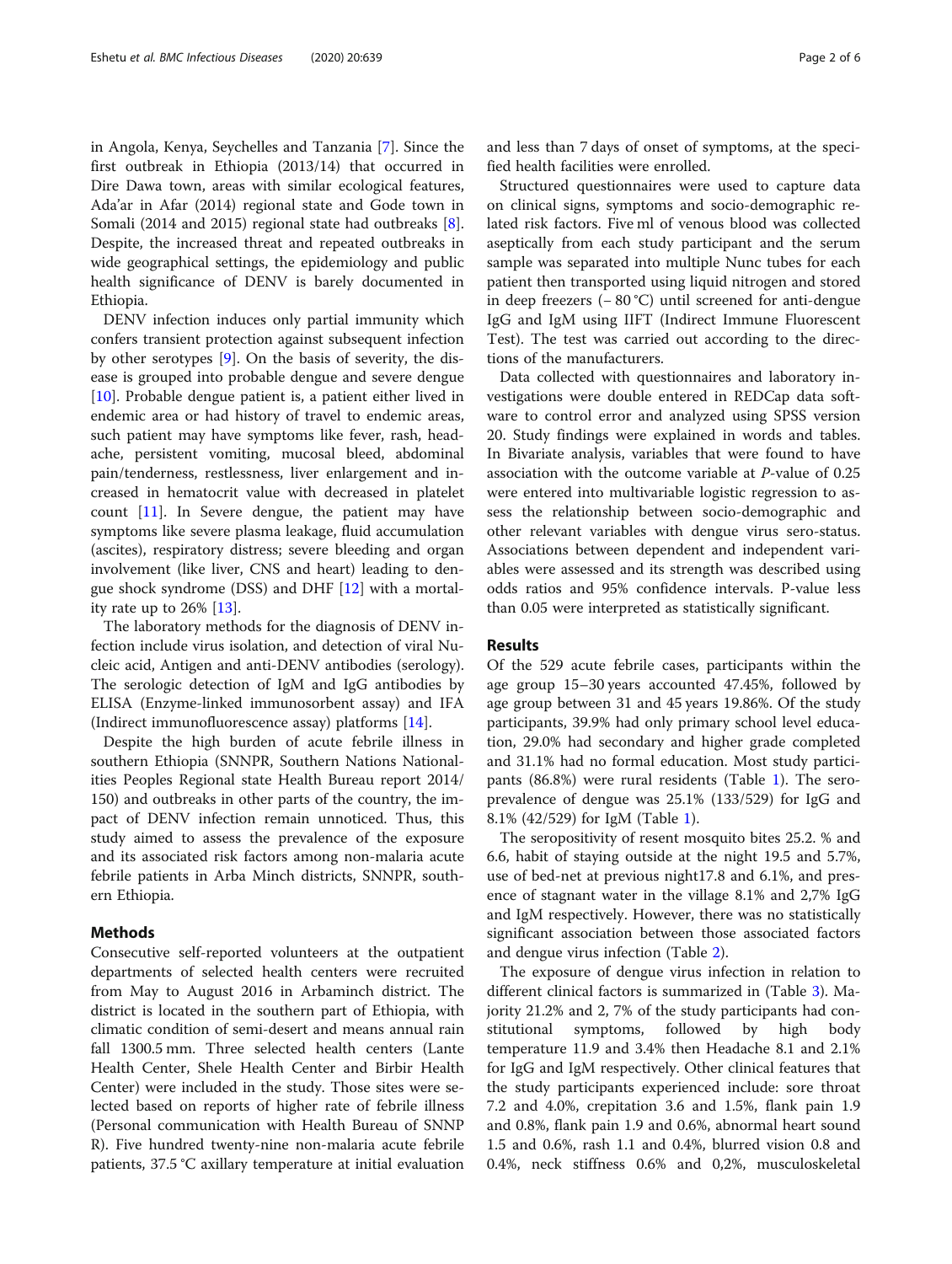in Angola, Kenya, Seychelles and Tanzania [7]. Since the first outbreak in Ethiopia (2013/14) that occurred in Dire Dawa town, areas with similar ecological features, Ada'ar in Afar (2014) regional state and Gode town in Somali (2014 and 2015) regional state had outbreaks [8]. Despite, the increased threat and repeated outbreaks in wide geographical settings, the epidemiology and public health significance of DENV is barely documented in Ethiopia.

DENV infection induces only partial immunity which confers transient protection against subsequent infection by other serotypes [9]. On the basis of severity, the disease is grouped into probable dengue and severe dengue [10]. Probable dengue patient is, a patient either lived in endemic area or had history of travel to endemic areas, such patient may have symptoms like fever, rash, headache, persistent vomiting, mucosal bleed, abdominal pain/tenderness, restlessness, liver enlargement and increased in hematocrit value with decreased in platelet count [11]. In Severe dengue, the patient may have symptoms like severe plasma leakage, fluid accumulation (ascites), respiratory distress; severe bleeding and organ involvement (like liver, CNS and heart) leading to dengue shock syndrome (DSS) and DHF [12] with a mortality rate up to 26% [13].

The laboratory methods for the diagnosis of DENV infection include virus isolation, and detection of viral Nucleic acid, Antigen and anti-DENV antibodies (serology). The serologic detection of IgM and IgG antibodies by ELISA (Enzyme-linked immunosorbent assay) and IFA (Indirect immunofluorescence assay) platforms [14].

Despite the high burden of acute febrile illness in southern Ethiopia (SNNPR, Southern Nations Nationalities Peoples Regional state Health Bureau report 2014/150) and outbreaks in other parts of the country, the impact of DENV infection remain unnoticed. Thus, this study aimed to assess the prevalence of the exposure and its associated risk factors among non-malaria acute febrile patients in Arba Minch districts, SNNPR, southern Ethiopia.

## Methods

Consecutive self-reported volunteers at the outpatient departments of selected health centers were recruited from May to August 2016 in Arbaminch district. The district is located in the southern part of Ethiopia, with climatic condition of semi-desert and means annual rain fall 1300.5 mm. Three selected health centers (Lante Health Center, Shele Health Center and Birbir Health Center) were included in the study. Those sites were selected based on reports of higher rate of febrile illness (Personal communication with Health Bureau of SNNP R). Five hundred twenty-nine non-malaria acute febrile patients, 37.5 °C axillary temperature at initial evaluation and less than 7 days of onset of symptoms, at the specified health facilities were enrolled.

Structured questionnaires were used to capture data on clinical signs, symptoms and socio-demographic related risk factors. Five ml of venous blood was collected aseptically from each study participant and the serum sample was separated into multiple Nunc tubes for each patient then transported using liquid nitrogen and stored in deep freezers (− 80 °C) until screened for anti-dengue IgG and IgM using IIFT (Indirect Immune Fluorescent Test). The test was carried out according to the directions of the manufacturers.

Data collected with questionnaires and laboratory investigations were double entered in REDCap data software to control error and analyzed using SPSS version 20. Study findings were explained in words and tables. In Bivariate analysis, variables that were found to have association with the outcome variable at P-value of 0.25 were entered into multivariable logistic regression to assess the relationship between socio-demographic and other relevant variables with dengue virus sero-status. Associations between dependent and independent variables were assessed and its strength was described using odds ratios and 95% confidence intervals. P-value less than 0.05 were interpreted as statistically significant.

## Results

Of the 529 acute febrile cases, participants within the age group 15–30 years accounted 47.45%, followed by age group between 31 and 45 years 19.86%. Of the study participants, 39.9% had only primary school level education, 29.0% had secondary and higher grade completed and 31.1% had no formal education. Most study participants (86.8%) were rural residents (Table 1). The seroprevalence of dengue was 25.1% (133/529) for IgG and 8.1% (42/529) for IgM (Table 1).

The seropositivity of resent mosquito bites 25.2. % and 6.6, habit of staying outside at the night 19.5 and 5.7%, use of bed-net at previous night17.8 and 6.1%, and presence of stagnant water in the village 8.1% and 2,7% IgG and IgM respectively. However, there was no statistically significant association between those associated factors and dengue virus infection (Table 2).

The exposure of dengue virus infection in relation to different clinical factors is summarized in (Table 3). Majority 21.2% and 2, 7% of the study participants had constitutional symptoms, followed by high body temperature 11.9 and 3.4% then Headache 8.1 and 2.1% for IgG and IgM respectively. Other clinical features that the study participants experienced include: sore throat 7.2 and 4.0%, crepitation 3.6 and 1.5%, flank pain 1.9 and 0.8%, flank pain 1.9 and 0.6%, abnormal heart sound 1.5 and 0.6%, rash 1.1 and 0.4%, blurred vision 0.8 and 0.4%, neck stiffness 0.6% and 0,2%, musculoskeletal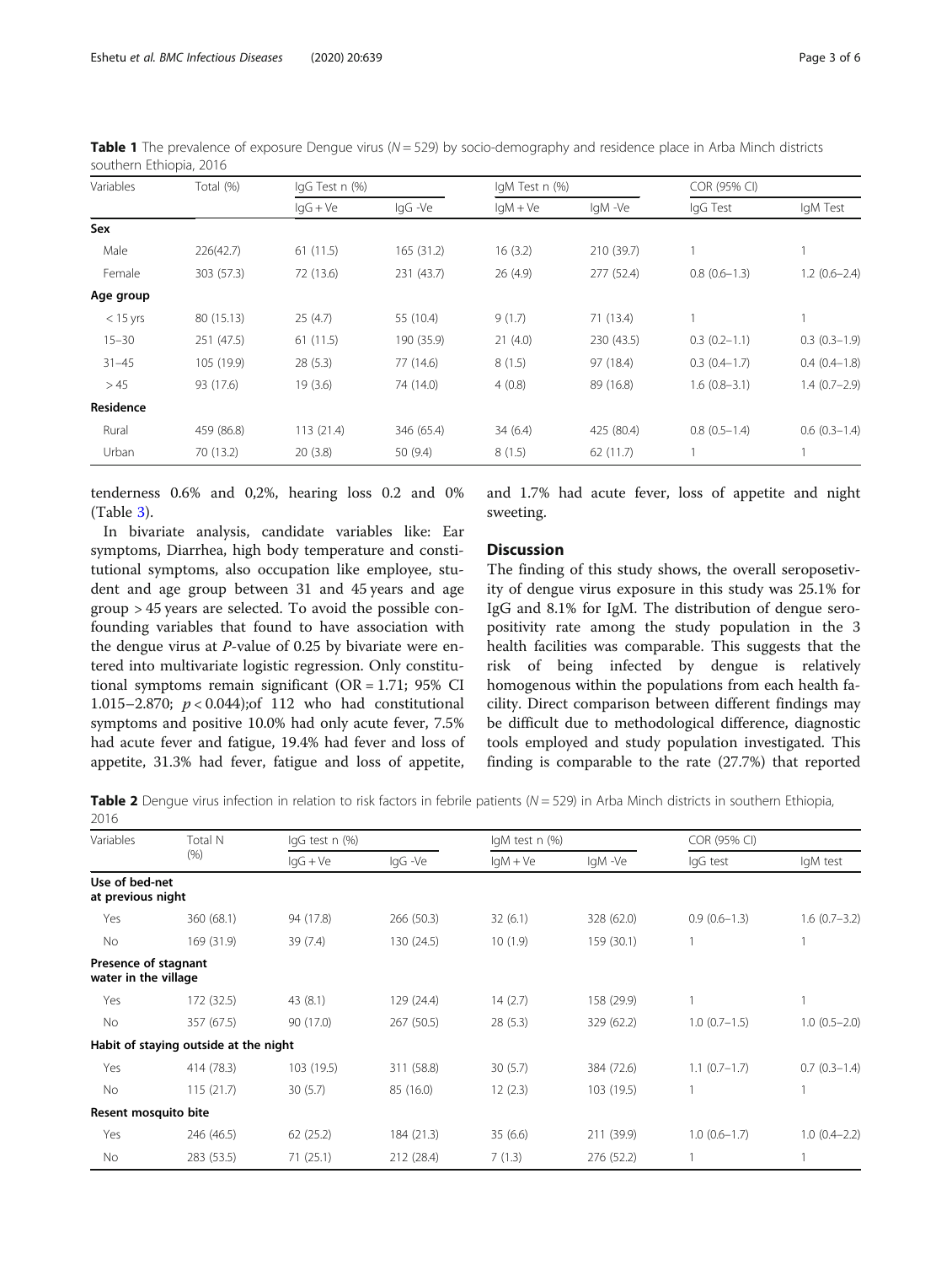**Table 1** The prevalence of exposure Dengue virus ($N = 529$) by socio-demography and residence place in Arba Minch districts southern Ethiopia, 2016

| Variables | Total (%) | IgG Test n (%) | | IgM Test n (%) | | COR (95% CI) | |
|---|---|---|---|---|---|---|---|
| | | IgG + Ve | IgG -Ve | IgM + Ve | IgM -Ve | IgG Test | IgM Test |
| **Sex** | | | | | | | |
| Male | 226(42.7) | 61 (11.5) | 165 (31.2) | 16 (3.2) | 210 (39.7) | 1 | 1 |
| Female | 303 (57.3) | 72 (13.6) | 231 (43.7) | 26 (4.9) | 277 (52.4) | 0.8 (0.6–1.3) | 1.2 (0.6–2.4) |
| **Age group** | | | | | | | |
| < 15 yrs | 80 (15.13) | 25 (4.7) | 55 (10.4) | 9 (1.7) | 71 (13.4) | 1 | 1 |
| 15–30 | 251 (47.5) | 61 (11.5) | 190 (35.9) | 21 (4.0) | 230 (43.5) | 0.3 (0.2–1.1) | 0.3 (0.3–1.9) |
| 31–45 | 105 (19.9) | 28 (5.3) | 77 (14.6) | 8 (1.5) | 97 (18.4) | 0.3 (0.4–1.7) | 0.4 (0.4–1.8) |
| > 45 | 93 (17.6) | 19 (3.6) | 74 (14.0) | 4 (0.8) | 89 (16.8) | 1.6 (0.8–3.1) | 1.4 (0.7–2.9) |
| **Residence** | | | | | | | |
| Rural | 459 (86.8) | 113 (21.4) | 346 (65.4) | 34 (6.4) | 425 (80.4) | 0.8 (0.5–1.4) | 0.6 (0.3–1.4) |
| Urban | 70 (13.2) | 20 (3.8) | 50 (9.4) | 8 (1.5) | 62 (11.7) | 1 | 1 |

tenderness 0.6% and 0,2%, hearing loss 0.2 and 0% (Table 3).

In bivariate analysis, candidate variables like: Ear symptoms, Diarrhea, high body temperature and constitutional symptoms, also occupation like employee, student and age group between 31 and 45 years and age group > 45 years are selected. To avoid the possible confounding variables that found to have association with the dengue virus at *P*-value of 0.25 by bivariate were entered into multivariate logistic regression. Only constitutional symptoms remain significant (OR = 1.71; 95% CI 1.015–2.870; $p < 0.044$);of 112 who had constitutional symptoms and positive 10.0% had only acute fever, 7.5% had acute fever and fatigue, 19.4% had fever and loss of appetite, 31.3% had fever, fatigue and loss of appetite, and 1.7% had acute fever, loss of appetite and night sweeting.

## Discussion

The finding of this study shows, the overall seroposetivity of dengue virus exposure in this study was 25.1% for IgG and 8.1% for IgM. The distribution of dengue seropositivity rate among the study population in the 3 health facilities was comparable. This suggests that the risk of being infected by dengue is relatively homogenous within the populations from each health facility. Direct comparison between different findings may be difficult due to methodological difference, diagnostic tools employed and study population investigated. This finding is comparable to the rate (27.7%) that reported

**Table 2** Dengue virus infection in relation to risk factors in febrile patients ($N = 529$) in Arba Minch districts in southern Ethiopia, 2016

| Variables | Total N (%) | IgG test n (%) | | IgM test n (%) | | COR (95% CI) | |
|---|---|---|---|---|---|---|---|
| | | IgG + Ve | IgG -Ve | IgM + Ve | IgM -Ve | IgG test | IgM test |
| **Use of bed-net at previous night** | | | | | | | |
| Yes | 360 (68.1) | 94 (17.8) | 266 (50.3) | 32 (6.1) | 328 (62.0) | 0.9 (0.6–1.3) | 1.6 (0.7–3.2) |
| No | 169 (31.9) | 39 (7.4) | 130 (24.5) | 10 (1.9) | 159 (30.1) | 1 | 1 |
| **Presence of stagnant water in the village** | | | | | | | |
| Yes | 172 (32.5) | 43 (8.1) | 129 (24.4) | 14 (2.7) | 158 (29.9) | 1 | 1 |
| No | 357 (67.5) | 90 (17.0) | 267 (50.5) | 28 (5.3) | 329 (62.2) | 1.0 (0.7–1.5) | 1.0 (0.5–2.0) |
| **Habit of staying outside at the night** | | | | | | | |
| Yes | 414 (78.3) | 103 (19.5) | 311 (58.8) | 30 (5.7) | 384 (72.6) | 1.1 (0.7–1.7) | 0.7 (0.3–1.4) |
| No | 115 (21.7) | 30 (5.7) | 85 (16.0) | 12 (2.3) | 103 (19.5) | 1 | 1 |
| **Resent mosquito bite** | | | | | | | |
| Yes | 246 (46.5) | 62 (25.2) | 184 (21.3) | 35 (6.6) | 211 (39.9) | 1.0 (0.6–1.7) | 1.0 (0.4–2.2) |
| No | 283 (53.5) | 71 (25.1) | 212 (28.4) | 7 (1.3) | 276 (52.2) | 1 | 1 |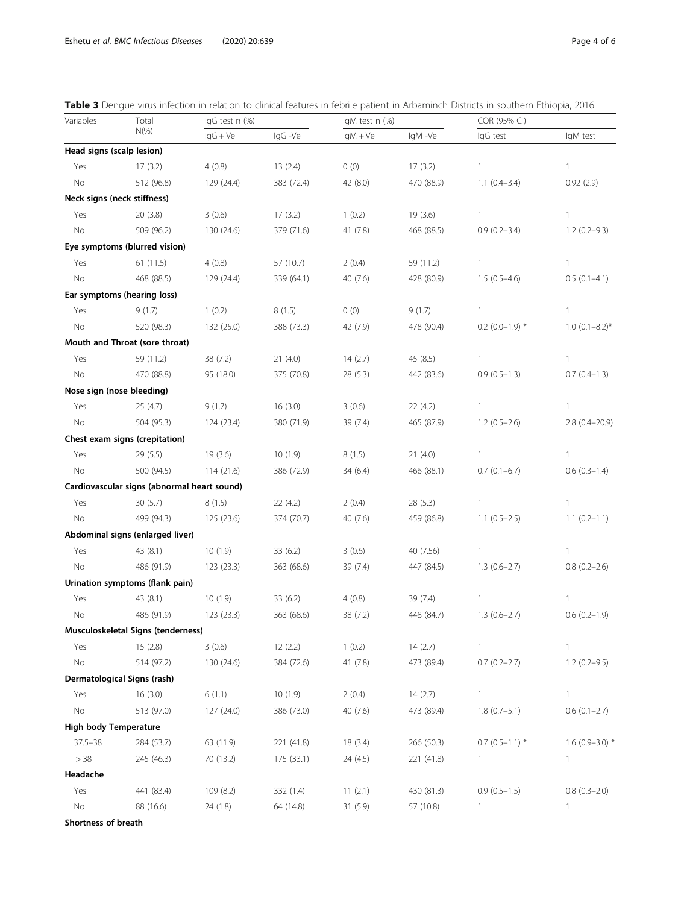**Table 3** Dengue virus infection in relation to clinical features in febrile patient in Arbaminch Districts in southern Ethiopia, 2016

| Variables | Total N(%) | IgG test n (%) | | IgM test n (%) | | COR (95% CI) | |
|---|---|---|---|---|---|---|---|
| | | IgG + Ve | IgG -Ve | IgM + Ve | IgM -Ve | IgG test | IgM test |
| **Head signs (scalp lesion)** | | | | | | | |
| Yes | 17 (3.2) | 4 (0.8) | 13 (2.4) | 0 (0) | 17 (3.2) | 1 | 1 |
| No | 512 (96.8) | 129 (24.4) | 383 (72.4) | 42 (8.0) | 470 (88.9) | 1.1 (0.4–3.4) | 0.92 (2.9) |
| **Neck signs (neck stiffness)** | | | | | | | |
| Yes | 20 (3.8) | 3 (0.6) | 17 (3.2) | 1 (0.2) | 19 (3.6) | 1 | 1 |
| No | 509 (96.2) | 130 (24.6) | 379 (71.6) | 41 (7.8) | 468 (88.5) | 0.9 (0.2–3.4) | 1.2 (0.2–9.3) |
| **Eye symptoms (blurred vision)** | | | | | | | |
| Yes | 61 (11.5) | 4 (0.8) | 57 (10.7) | 2 (0.4) | 59 (11.2) | 1 | 1 |
| No | 468 (88.5) | 129 (24.4) | 339 (64.1) | 40 (7.6) | 428 (80.9) | 1.5 (0.5–4.6) | 0.5 (0.1–4.1) |
| **Ear symptoms (hearing loss)** | | | | | | | |
| Yes | 9 (1.7) | 1 (0.2) | 8 (1.5) | 0 (0) | 9 (1.7) | 1 | 1 |
| No | 520 (98.3) | 132 (25.0) | 388 (73.3) | 42 (7.9) | 478 (90.4) | 0.2 (0.0–1.9) * | 1.0 (0.1–8.2)* |
| **Mouth and Throat (sore throat)** | | | | | | | |
| Yes | 59 (11.2) | 38 (7.2) | 21 (4.0) | 14 (2.7) | 45 (8.5) | 1 | 1 |
| No | 470 (88.8) | 95 (18.0) | 375 (70.8) | 28 (5.3) | 442 (83.6) | 0.9 (0.5–1.3) | 0.7 (0.4–1.3) |
| **Nose sign (nose bleeding)** | | | | | | | |
| Yes | 25 (4.7) | 9 (1.7) | 16 (3.0) | 3 (0.6) | 22 (4.2) | 1 | 1 |
| No | 504 (95.3) | 124 (23.4) | 380 (71.9) | 39 (7.4) | 465 (87.9) | 1.2 (0.5–2.6) | 2.8 (0.4–20.9) |
| **Chest exam signs (crepitation)** | | | | | | | |
| Yes | 29 (5.5) | 19 (3.6) | 10 (1.9) | 8 (1.5) | 21 (4.0) | 1 | 1 |
| No | 500 (94.5) | 114 (21.6) | 386 (72.9) | 34 (6.4) | 466 (88.1) | 0.7 (0.1–6.7) | 0.6 (0.3–1.4) |
| **Cardiovascular signs (abnormal heart sound)** | | | | | | | |
| Yes | 30 (5.7) | 8 (1.5) | 22 (4.2) | 2 (0.4) | 28 (5.3) | 1 | 1 |
| No | 499 (94.3) | 125 (23.6) | 374 (70.7) | 40 (7.6) | 459 (86.8) | 1.1 (0.5–2.5) | 1.1 (0.2–1.1) |
| **Abdominal signs (enlarged liver)** | | | | | | | |
| Yes | 43 (8.1) | 10 (1.9) | 33 (6.2) | 3 (0.6) | 40 (7.56) | 1 | 1 |
| No | 486 (91.9) | 123 (23.3) | 363 (68.6) | 39 (7.4) | 447 (84.5) | 1.3 (0.6–2.7) | 0.8 (0.2–2.6) |
| **Urination symptoms (flank pain)** | | | | | | | |
| Yes | 43 (8.1) | 10 (1.9) | 33 (6.2) | 4 (0.8) | 39 (7.4) | 1 | 1 |
| No | 486 (91.9) | 123 (23.3) | 363 (68.6) | 38 (7.2) | 448 (84.7) | 1.3 (0.6–2.7) | 0.6 (0.2–1.9) |
| **Musculoskeletal Signs (tenderness)** | | | | | | | |
| Yes | 15 (2.8) | 3 (0.6) | 12 (2.2) | 1 (0.2) | 14 (2.7) | 1 | 1 |
| No | 514 (97.2) | 130 (24.6) | 384 (72.6) | 41 (7.8) | 473 (89.4) | 0.7 (0.2–2.7) | 1.2 (0.2–9.5) |
| **Dermatological Signs (rash)** | | | | | | | |
| Yes | 16 (3.0) | 6 (1.1) | 10 (1.9) | 2 (0.4) | 14 (2.7) | 1 | 1 |
| No | 513 (97.0) | 127 (24.0) | 386 (73.0) | 40 (7.6) | 473 (89.4) | 1.8 (0.7–5.1) | 0.6 (0.1–2.7) |
| **High body Temperature** | | | | | | | |
| 37.5–38 | 284 (53.7) | 63 (11.9) | 221 (41.8) | 18 (3.4) | 266 (50.3) | 0.7 (0.5–1.1) * | 1.6 (0.9–3.0) * |
| > 38 | 245 (46.3) | 70 (13.2) | 175 (33.1) | 24 (4.5) | 221 (41.8) | 1 | 1 |
| **Headache** | | | | | | | |
| Yes | 441 (83.4) | 109 (8.2) | 332 (1.4) | 11 (2.1) | 430 (81.3) | 0.9 (0.5–1.5) | 0.8 (0.3–2.0) |
| No | 88 (16.6) | 24 (1.8) | 64 (14.8) | 31 (5.9) | 57 (10.8) | 1 | 1 |
| **Shortness of breath** | | | | | | | |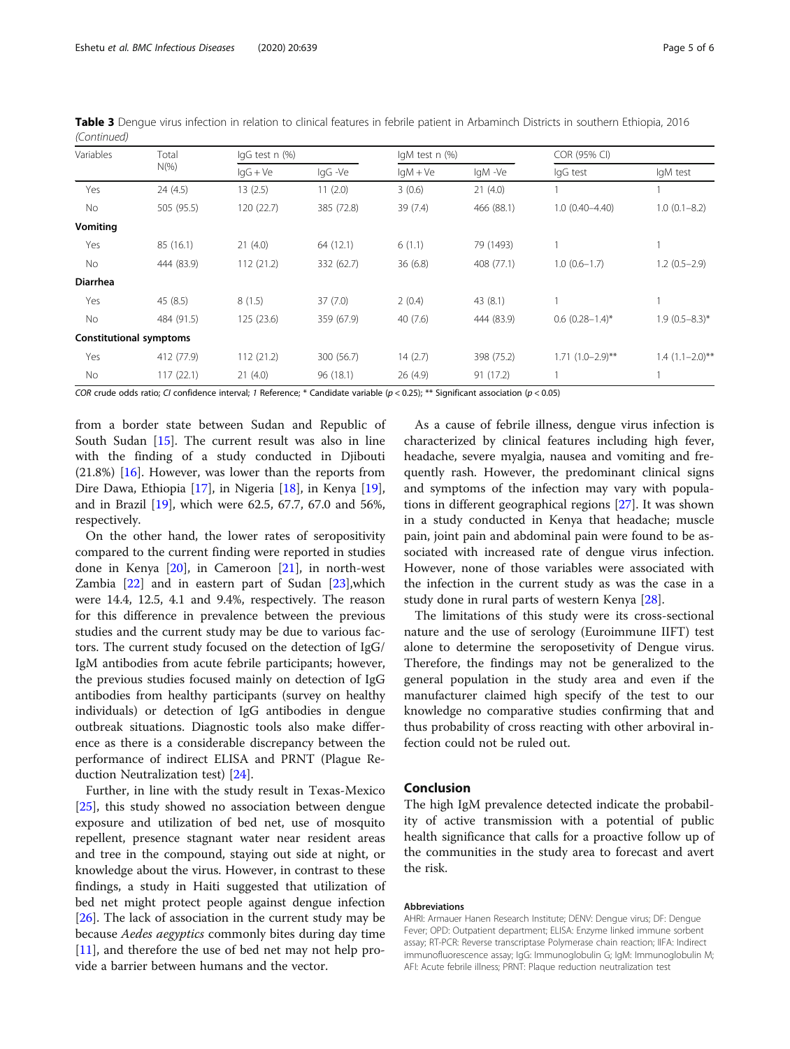**Table 3** Dengue virus infection in relation to clinical features in febrile patient in Arbaminch Districts in southern Ethiopia, 2016 *(Continued)*

| Variables | Total N(%) | IgG test n (%) | | IgM test n (%) | | COR (95% CI) | |
|---|---|---|---|---|---|---|---|
| | | IgG + Ve | IgG -Ve | IgM + Ve | IgM -Ve | IgG test | IgM test |
| Yes | 24 (4.5) | 13 (2.5) | 11 (2.0) | 3 (0.6) | 21 (4.0) | 1 | 1 |
| No | 505 (95.5) | 120 (22.7) | 385 (72.8) | 39 (7.4) | 466 (88.1) | 1.0 (0.40–4.40) | 1.0 (0.1–8.2) |
| **Vomiting** | | | | | | | |
| Yes | 85 (16.1) | 21 (4.0) | 64 (12.1) | 6 (1.1) | 79 (1493) | 1 | 1 |
| No | 444 (83.9) | 112 (21.2) | 332 (62.7) | 36 (6.8) | 408 (77.1) | 1.0 (0.6–1.7) | 1.2 (0.5–2.9) |
| **Diarrhea** | | | | | | | |
| Yes | 45 (8.5) | 8 (1.5) | 37 (7.0) | 2 (0.4) | 43 (8.1) | 1 | 1 |
| No | 484 (91.5) | 125 (23.6) | 359 (67.9) | 40 (7.6) | 444 (83.9) | 0.6 (0.28–1.4)* | 1.9 (0.5–8.3)* |
| **Constitutional symptoms** | | | | | | | |
| Yes | 412 (77.9) | 112 (21.2) | 300 (56.7) | 14 (2.7) | 398 (75.2) | 1.71 (1.0–2.9)** | 1.4 (1.1–2.0)** |
| No | 117 (22.1) | 21 (4.0) | 96 (18.1) | 26 (4.9) | 91 (17.2) | 1 | 1 |

*COR* crude odds ratio; *CI* confidence interval; *1* Reference; * Candidate variable ($p < 0.25$); ** Significant association ($p < 0.05$)

from a border state between Sudan and Republic of South Sudan [15]. The current result was also in line with the finding of a study conducted in Djibouti (21.8%) [16]. However, was lower than the reports from Dire Dawa, Ethiopia [17], in Nigeria [18], in Kenya [19], and in Brazil [19], which were 62.5, 67.7, 67.0 and 56%, respectively.

On the other hand, the lower rates of seropositivity compared to the current finding were reported in studies done in Kenya [20], in Cameroon [21], in north-west Zambia [22] and in eastern part of Sudan [23],which were 14.4, 12.5, 4.1 and 9.4%, respectively. The reason for this difference in prevalence between the previous studies and the current study may be due to various factors. The current study focused on the detection of IgG/IgM antibodies from acute febrile participants; however, the previous studies focused mainly on detection of IgG antibodies from healthy participants (survey on healthy individuals) or detection of IgG antibodies in dengue outbreak situations. Diagnostic tools also make difference as there is a considerable discrepancy between the performance of indirect ELISA and PRNT (Plague Reduction Neutralization test) [24].

Further, in line with the study result in Texas-Mexico [25], this study showed no association between dengue exposure and utilization of bed net, use of mosquito repellent, presence stagnant water near resident areas and tree in the compound, staying out side at night, or knowledge about the virus. However, in contrast to these findings, a study in Haiti suggested that utilization of bed net might protect people against dengue infection [26]. The lack of association in the current study may be because *Aedes aegypticus* commonly bites during day time [11], and therefore the use of bed net may not help provide a barrier between humans and the vector.

As a cause of febrile illness, dengue virus infection is characterized by clinical features including high fever, headache, severe myalgia, nausea and vomiting and frequently rash. However, the predominant clinical signs and symptoms of the infection may vary with populations in different geographical regions [27]. It was shown in a study conducted in Kenya that headache; muscle pain, joint pain and abdominal pain were found to be associated with increased rate of dengue virus infection. However, none of those variables were associated with the infection in the current study as was the case in a study done in rural parts of western Kenya [28].

The limitations of this study were its cross-sectional nature and the use of serology (Euroimmune IIFT) test alone to determine the seroposetivity of Dengue virus. Therefore, the findings may not be generalized to the general population in the study area and even if the manufacturer claimed high specify of the test to our knowledge no comparative studies confirming that and thus probability of cross reacting with other arboviral infection could not be ruled out.

## Conclusion

The high IgM prevalence detected indicate the probability of active transmission with a potential of public health significance that calls for a proactive follow up of the communities in the study area to forecast and avert the risk.

### Abbreviations

AHRI: Armauer Hanen Research Institute; DENV: Dengue virus; DF: Dengue Fever; OPD: Outpatient department; ELISA: Enzyme linked immune sorbent assay; RT-PCR: Reverse transcriptase Polymerase chain reaction; IIFA: Indirect immunofluorescence assay; IgG: Immunoglobulin G; IgM: Immunoglobulin M; AFI: Acute febrile illness; PRNT: Plaque reduction neutralization test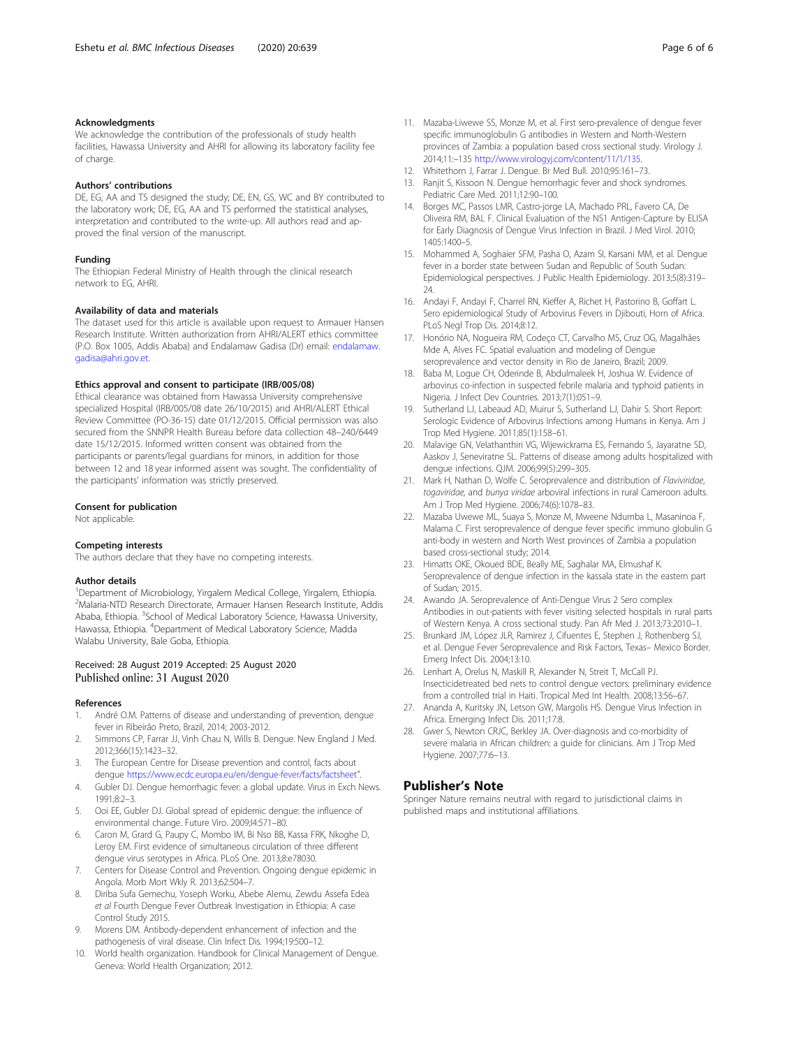## Acknowledgments

We acknowledge the contribution of the professionals of study health facilities, Hawassa University and AHRI for allowing its laboratory facility fee of charge.

## Authors' contributions

DE, EG, AA and TS designed the study; DE, EN, GS, WC and BY contributed to the laboratory work; DE, EG, AA and TS performed the statistical analyses, interpretation and contributed to the write-up. All authors read and approved the final version of the manuscript.

## Funding

The Ethiopian Federal Ministry of Health through the clinical research network to EG, AHRI.

## Availability of data and materials

The dataset used for this article is available upon request to Armauer Hansen Research Institute. Written authorization from AHRI/ALERT ethics committee (P.O. Box 1005, Addis Ababa) and Endalamaw Gadisa (Dr) email: endalamaw.gadisa@ahri.gov.et.

## Ethics approval and consent to participate (IRB/005/08)

Ethical clearance was obtained from Hawassa University comprehensive specialized Hospital (IRB/005/08 date 26/10/2015) and AHRI/ALERT Ethical Review Committee (PO-36-15) date 01/12/2015. Official permission was also secured from the SNNPR Health Bureau before data collection 48–240/6449 date 15/12/2015. Informed written consent was obtained from the participants or parents/legal guardians for minors, in addition for those between 12 and 18 year informed assent was sought. The confidentiality of the participants' information was strictly preserved.

## Consent for publication

Not applicable.

## Competing interests

The authors declare that they have no competing interests.

## Author details

[1]Department of Microbiology, Yirgalem Medical College, Yirgalem, Ethiopia. [2]Malaria-NTD Research Directorate, Armauer Hansen Research Institute, Addis Ababa, Ethiopia. [3]School of Medical Laboratory Science, Hawassa University, Hawassa, Ethiopia. [4]Department of Medical Laboratory Science, Madda Walabu University, Bale Goba, Ethiopia.

Received: 28 August 2019 Accepted: 25 August 2020
Published online: 31 August 2020

## References

1. André O.M. Patterns of disease and understanding of prevention, dengue fever in Ribeirão Preto, Brazil, 2014; 2003-2012.
2. Simmons CP, Farrar JJ, Vinh Chau N, Wills B. Dengue. New England J Med. 2012;366(15):1423–32.
3. The European Centre for Disease prevention and control, facts about dengue https://www.ecdc.europa.eu/en/dengue-fever/facts/factsheet".
4. Gubler DJ. Dengue hemorrhagic fever: a global update. Virus in Exch News. 1991;8:2–3.
5. Ooi EE, Gubler DJ. Global spread of epidemic dengue: the influence of environmental change. Future Viro. 2009;l4:571–80.
6. Caron M, Grard G, Paupy C, Mombo IM, Bi Nso BB, Kassa FRK, Nkoghe D, Leroy EM. First evidence of simultaneous circulation of three different dengue virus serotypes in Africa. PLoS One. 2013;8:e78030.
7. Centers for Disease Control and Prevention. Ongoing dengue epidemic in Angola. Morb Mort Wkly R. 2013;62:504–7.
8. Diriba Sufa Gemechu, Yoseph Worku, Abebe Alemu, Zewdu Assefa Edea *et al* Fourth Dengue Fever Outbreak Investigation in Ethiopia: A case Control Study 2015.
9. Morens DM. Antibody-dependent enhancement of infection and the pathogenesis of viral disease. Clin Infect Dis. 1994;19:500–12.
10. World health organization. Handbook for Clinical Management of Dengue. Geneva: World Health Organization; 2012.
11. Mazaba-Liwewe SS, Monze M, et al. First sero-prevalence of dengue fever specific immunoglobulin G antibodies in Western and North-Western provinces of Zambia: a population based cross sectional study. Virology J. 2014;11:–135 http://www.virologyj.com/content/11/1/135.
12. Whitethorn J, Farrar J. Dengue. Br Med Bull. 2010;95:161–73.
13. Ranjit S, Kissoon N. Dengue hemorrhagic fever and shock syndromes. Pediatric Care Med. 2011;12:90–100.
14. Borges MC, Passos LMR, Castro-jorge LA, Machado PRL, Favero CA, De Oliveira RM, BAL F. Clinical Evaluation of the NS1 Antigen-Capture by ELISA for Early Diagnosis of Dengue Virus Infection in Brazil. J Med Virol. 2010; 1405:1400–5.
15. Mohammed A, Soghaier SFM, Pasha O, Azam SI, Karsani MM, et al. Dengue fever in a border state between Sudan and Republic of South Sudan: Epidemiological perspectives. J Public Health Epidemiology. 2013;5(8):319–24.
16. Andayi F, Andayi F, Charrel RN, Kieffer A, Richet H, Pastorino B, Goffart L. Sero epidemiological Study of Arbovirus Fevers in Djibouti, Horn of Africa. PLoS Negl Trop Dis. 2014;8:12.
17. Honório NA, Nogueira RM, Codeço CT, Carvalho MS, Cruz OG, Magalhães Mde A, Alves FC. Spatial evaluation and modeling of Dengue seroprevalence and vector density in Rio de Janeiro, Brazil; 2009.
18. Baba M, Logue CH, Oderinde B, Abdulmaleek H, Joshua W. Evidence of arbovirus co-infection in suspected febrile malaria and typhoid patients in Nigeria. J Infect Dev Countries. 2013;7(1):051–9.
19. Sutherland LJ, Labeaud AD, Muirur S, Sutherland LJ, Dahir S. Short Report: Serologic Evidence of Arbovirus Infections among Humans in Kenya. Am J Trop Med Hygiene. 2011;85(1):158–61.
20. Malavige GN, Velathanthiri VG, Wijewickrama ES, Fernando S, Jayaratne SD, Aaskov J, Seneviratne SL. Patterns of disease among adults hospitalized with dengue infections. QJM. 2006;99(5):299–305.
21. Mark H, Nathan D, Wolfe C. Seroprevalence and distribution of *Flaviviridae, togaviridae,* and *bunya viridae* arboviral infections in rural Cameroon adults. Am J Trop Med Hygiene. 2006;74(6):1078–83.
22. Mazaba Uwewe ML, Suaya S, Monze M, Mweene Ndumba L, Masaninoa F, Malama C. First seroprevalence of dengue fever specific immuno globulin G anti-body in western and North West provinces of Zambia a population based cross-sectional study; 2014.
23. Himatts OKE, Okoued BDE, Beally ME, Saghalar MA, Elmushaf K. Seroprevalence of dengue infection in the kassala state in the eastern part of Sudan; 2015.
24. Awando JA. Seroprevalence of Anti-Dengue Virus 2 Sero complex Antibodies in out-patients with fever visiting selected hospitals in rural parts of Western Kenya. A cross sectional study. Pan Afr Med J. 2013;73:2010–1.
25. Brunkard JM, López JLR, Ramirez J, Cifuentes E, Stephen J, Rothenberg SJ, et al. Dengue Fever Seroprevalence and Risk Factors, Texas– Mexico Border. Emerg Infect Dis. 2004;13:10.
26. Lenhart A, Orelus N, Maskill R, Alexander N, Streit T, McCall PJ. Insecticidetreated bed nets to control dengue vectors: preliminary evidence from a controlled trial in Haiti. Tropical Med Int Health. 2008;13:56–67.
27. Ananda A, Kuritsky JN, Letson GW, Margolis HS. Dengue Virus Infection in Africa. Emerging Infect Dis. 2011;17:8.
28. Gwer S, Newton CRJC, Berkley JA. Over-diagnosis and co-morbidity of severe malaria in African children: a guide for clinicians. Am J Trop Med Hygiene. 2007;77:6–13.

## Publisher's Note

Springer Nature remains neutral with regard to jurisdictional claims in published maps and institutional affiliations.